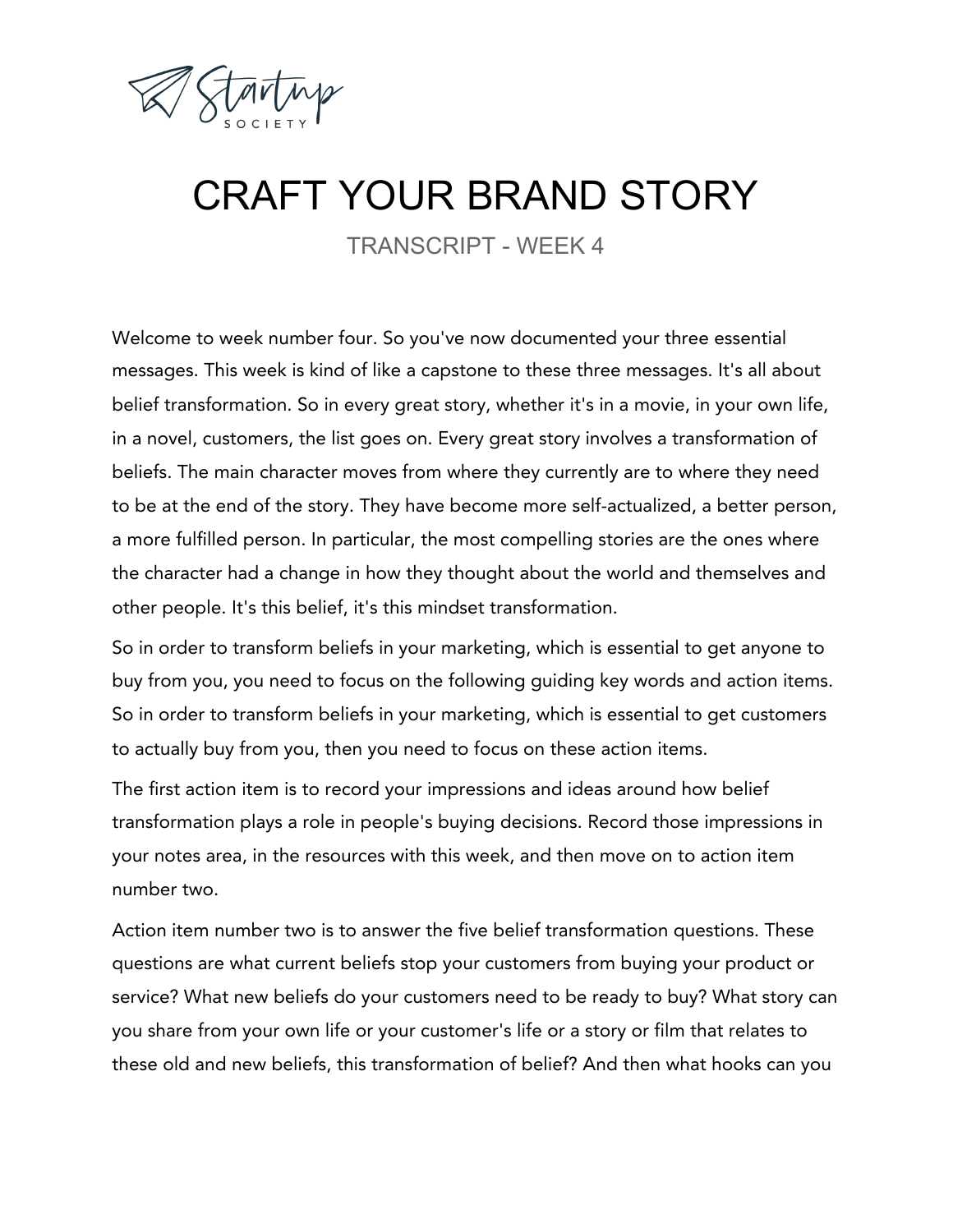# CRAFT YOUR BRAND STORY

## TRANSCRIPT - WEEK 4

Welcome to week number four. So you've now documented your three essential messages. This week is kind of like a capstone to these three messages. It's all about belief transformation. So in every great story, whether it's in a movie, in your own life, in a novel, customers, the list goes on. Every great story involves a transformation of beliefs. The main character moves from where they currently are to where they need to be at the end of the story. They have become more self-actualized, a better person, a more fulfilled person. In particular, the most compelling stories are the ones where the character had a change in how they thought about the world and themselves and other people. It's this belief, it's this mindset transformation.

So in order to transform beliefs in your marketing, which is essential to get anyone to buy from you, you need to focus on the following guiding key words and action items. So in order to transform beliefs in your marketing, which is essential to get customers to actually buy from you, then you need to focus on these action items.

The first action item is to record your impressions and ideas around how belief transformation plays a role in people's buying decisions. Record those impressions in your notes area, in the resources with this week, and then move on to action item number two.

Action item number two is to answer the five belief transformation questions. These questions are what current beliefs stop your customers from buying your product or service? What new beliefs do your customers need to be ready to buy? What story can you share from your own life or your customer's life or a story or film that relates to these old and new beliefs, this transformation of belief? And then what hooks can you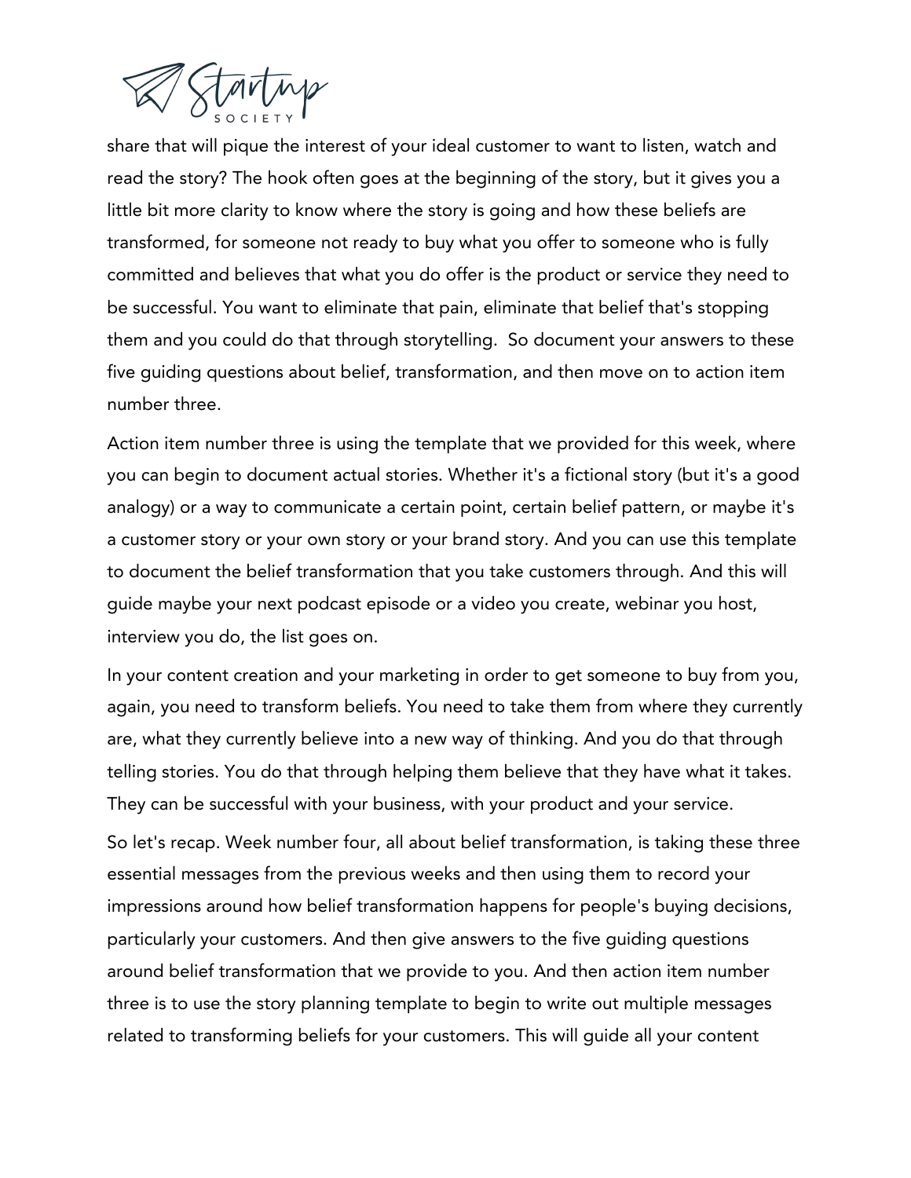share that will pique the interest of your ideal customer to want to listen, watch and read the story? The hook often goes at the beginning of the story, but it gives you a little bit more clarity to know where the story is going and how these beliefs are transformed, for someone not ready to buy what you offer to someone who is fully committed and believes that what you do offer is the product or service they need to be successful. You want to eliminate that pain, eliminate that belief that's stopping them and you could do that through storytelling.  So document your answers to these five guiding questions about belief, transformation, and then move on to action item number three.

Action item number three is using the template that we provided for this week, where you can begin to document actual stories. Whether it's a fictional story (but it's a good analogy) or a way to communicate a certain point, certain belief pattern, or maybe it's a customer story or your own story or your brand story. And you can use this template to document the belief transformation that you take customers through. And this will guide maybe your next podcast episode or a video you create, webinar you host, interview you do, the list goes on.

In your content creation and your marketing in order to get someone to buy from you, again, you need to transform beliefs. You need to take them from where they currently are, what they currently believe into a new way of thinking. And you do that through telling stories. You do that through helping them believe that they have what it takes. They can be successful with your business, with your product and your service.

So let's recap. Week number four, all about belief transformation, is taking these three essential messages from the previous weeks and then using them to record your impressions around how belief transformation happens for people's buying decisions, particularly your customers. And then give answers to the five guiding questions around belief transformation that we provide to you. And then action item number three is to use the story planning template to begin to write out multiple messages related to transforming beliefs for your customers. This will guide all your content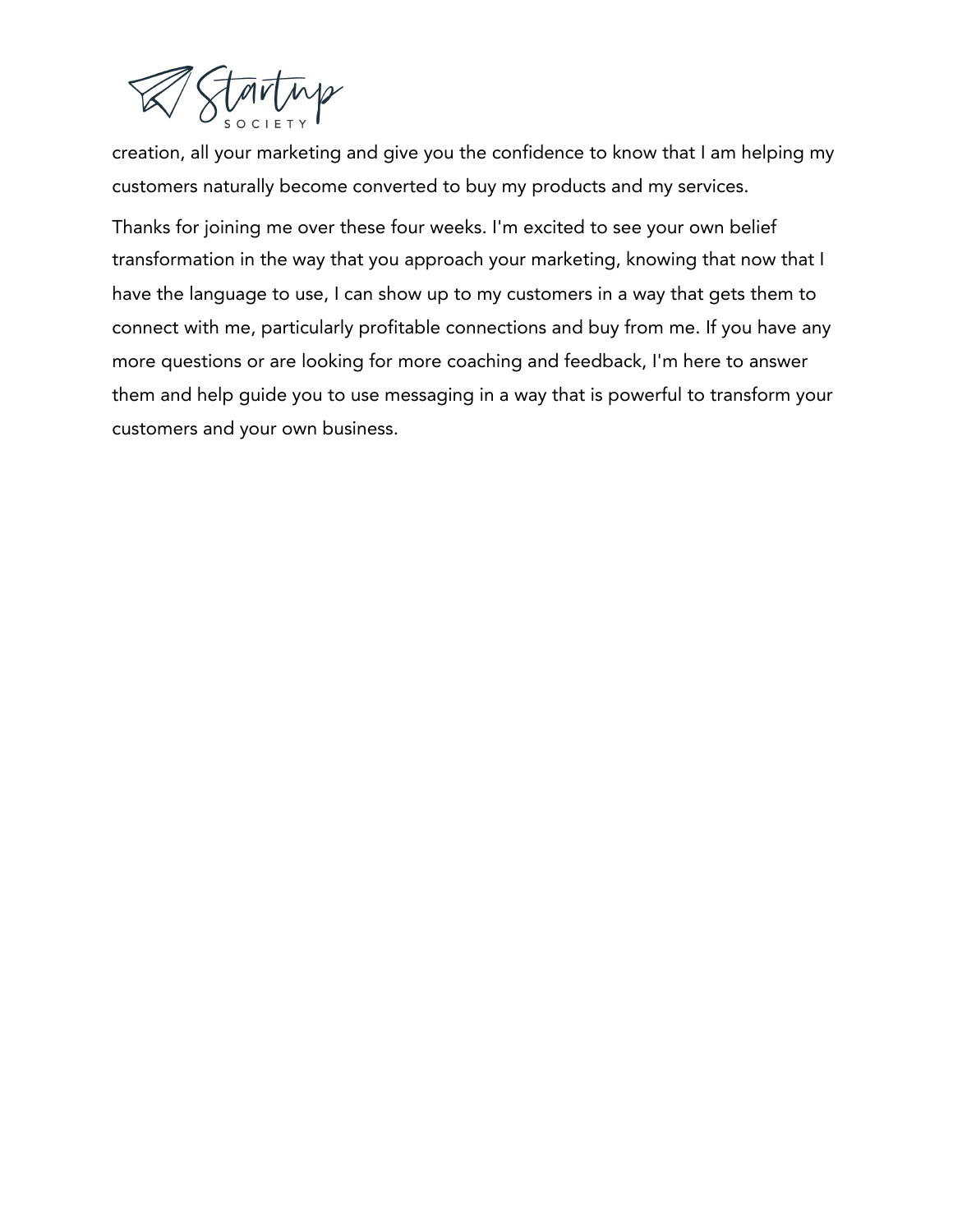creation, all your marketing and give you the confidence to know that I am helping my customers naturally become converted to buy my products and my services.

Thanks for joining me over these four weeks. I'm excited to see your own belief transformation in the way that you approach your marketing, knowing that now that I have the language to use, I can show up to my customers in a way that gets them to connect with me, particularly profitable connections and buy from me. If you have any more questions or are looking for more coaching and feedback, I'm here to answer them and help guide you to use messaging in a way that is powerful to transform your customers and your own business.